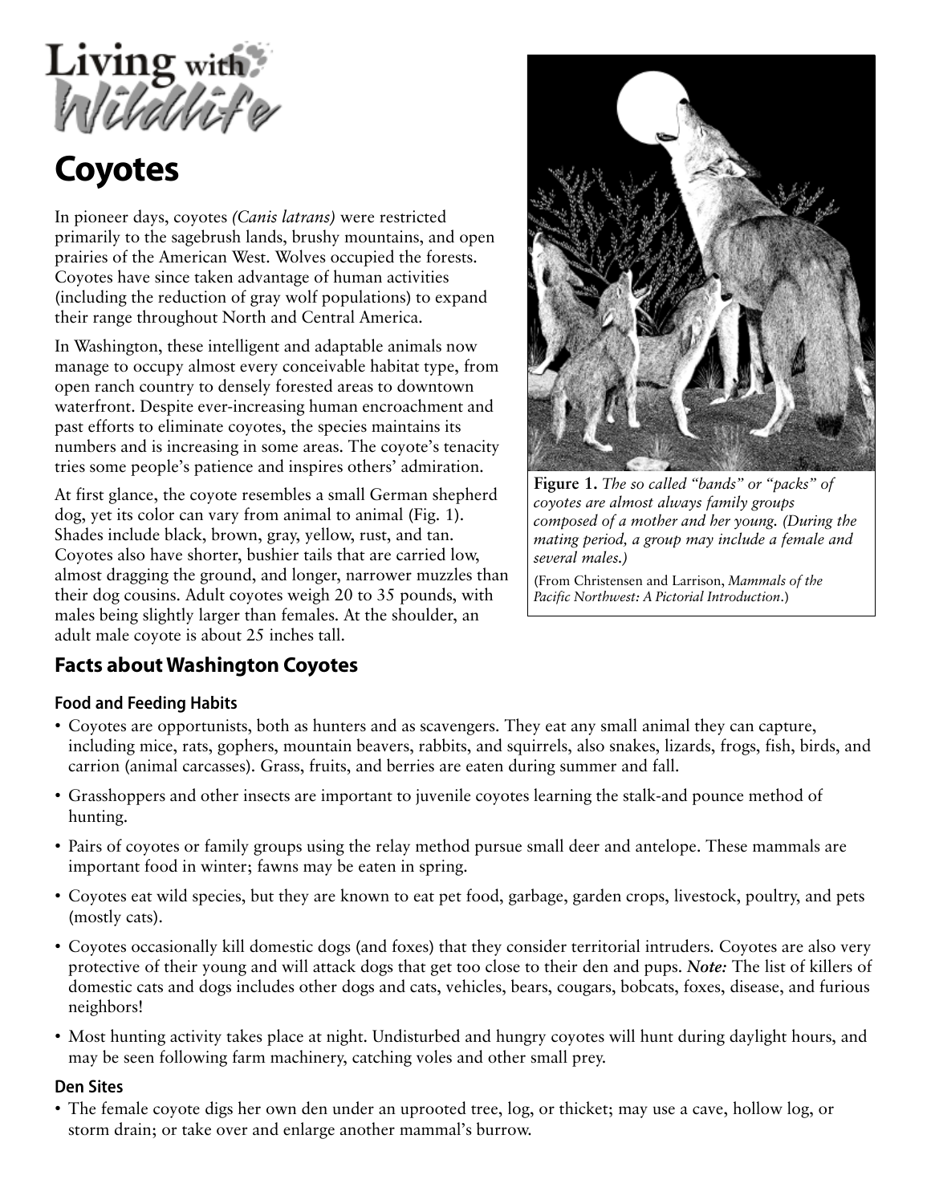Living with Wildlife

# Coyotes

In pioneer days, coyotes *(Canis latrans)* were restricted primarily to the sagebrush lands, brushy mountains, and open prairies of the American West. Wolves occupied the forests. Coyotes have since taken advantage of human activities (including the reduction of gray wolf populations) to expand their range throughout North and Central America.

In Washington, these intelligent and adaptable animals now manage to occupy almost every conceivable habitat type, from open ranch country to densely forested areas to downtown waterfront. Despite ever-increasing human encroachment and past efforts to eliminate coyotes, the species maintains its numbers and is increasing in some areas. The coyote's tenacity tries some people's patience and inspires others' admiration.

At first glance, the coyote resembles a small German shepherd dog, yet its color can vary from animal to animal (Fig. 1). Shades include black, brown, gray, yellow, rust, and tan. Coyotes also have shorter, bushier tails that are carried low, almost dragging the ground, and longer, narrower muzzles than their dog cousins. Adult coyotes weigh 20 to 35 pounds, with males being slightly larger than females. At the shoulder, an adult male coyote is about 25 inches tall.

**Figure 1.** *The so called "bands" or "packs" of coyotes are almost always family groups composed of a mother and her young. (During the mating period, a group may include a female and several males.)*

(From Christensen and Larrison, *Mammals of the Pacific Northwest: A Pictorial Introduction*.)

## Facts about Washington Coyotes

### Food and Feeding Habits

- Coyotes are opportunists, both as hunters and as scavengers. They eat any small animal they can capture, including mice, rats, gophers, mountain beavers, rabbits, and squirrels, also snakes, lizards, frogs, fish, birds, and carrion (animal carcasses). Grass, fruits, and berries are eaten during summer and fall.
- Grasshoppers and other insects are important to juvenile coyotes learning the stalk-and pounce method of hunting.
- Pairs of coyotes or family groups using the relay method pursue small deer and antelope. These mammals are important food in winter; fawns may be eaten in spring.
- Coyotes eat wild species, but they are known to eat pet food, garbage, garden crops, livestock, poultry, and pets (mostly cats).
- Coyotes occasionally kill domestic dogs (and foxes) that they consider territorial intruders. Coyotes are also very protective of their young and will attack dogs that get too close to their den and pups. ***Note:*** The list of killers of domestic cats and dogs includes other dogs and cats, vehicles, bears, cougars, bobcats, foxes, disease, and furious neighbors!
- Most hunting activity takes place at night. Undisturbed and hungry coyotes will hunt during daylight hours, and may be seen following farm machinery, catching voles and other small prey.

### Den Sites

- The female coyote digs her own den under an uprooted tree, log, or thicket; may use a cave, hollow log, or storm drain; or take over and enlarge another mammal's burrow.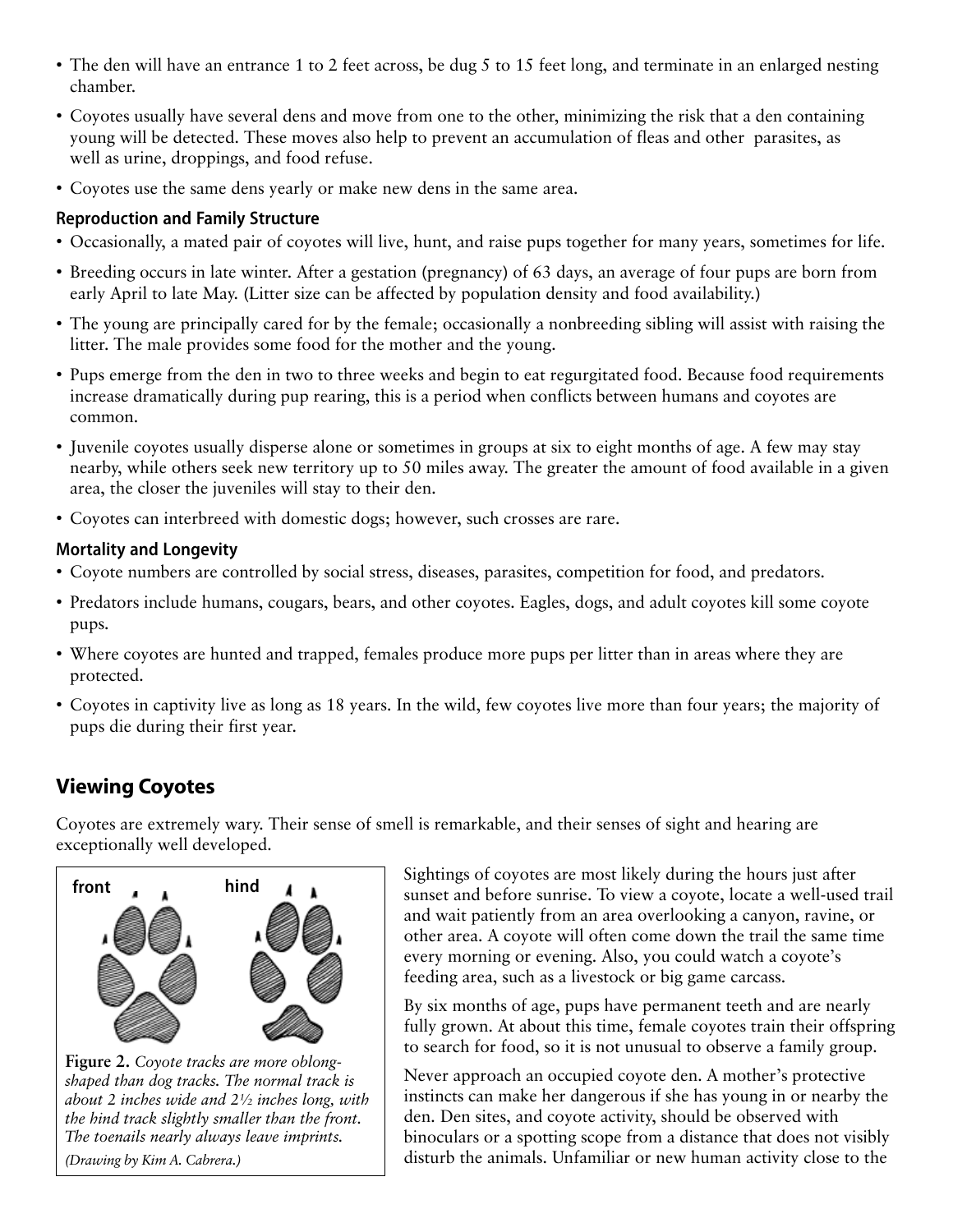- The den will have an entrance 1 to 2 feet across, be dug 5 to 15 feet long, and terminate in an enlarged nesting chamber.
- Coyotes usually have several dens and move from one to the other, minimizing the risk that a den containing young will be detected. These moves also help to prevent an accumulation of fleas and other parasites, as well as urine, droppings, and food refuse.
- Coyotes use the same dens yearly or make new dens in the same area.

### Reproduction and Family Structure

- Occasionally, a mated pair of coyotes will live, hunt, and raise pups together for many years, sometimes for life.
- Breeding occurs in late winter. After a gestation (pregnancy) of 63 days, an average of four pups are born from early April to late May. (Litter size can be affected by population density and food availability.)
- The young are principally cared for by the female; occasionally a nonbreeding sibling will assist with raising the litter. The male provides some food for the mother and the young.
- Pups emerge from the den in two to three weeks and begin to eat regurgitated food. Because food requirements increase dramatically during pup rearing, this is a period when conflicts between humans and coyotes are common.
- Juvenile coyotes usually disperse alone or sometimes in groups at six to eight months of age. A few may stay nearby, while others seek new territory up to 50 miles away. The greater the amount of food available in a given area, the closer the juveniles will stay to their den.
- Coyotes can interbreed with domestic dogs; however, such crosses are rare.

### Mortality and Longevity

- Coyote numbers are controlled by social stress, diseases, parasites, competition for food, and predators.
- Predators include humans, cougars, bears, and other coyotes. Eagles, dogs, and adult coyotes kill some coyote pups.
- Where coyotes are hunted and trapped, females produce more pups per litter than in areas where they are protected.
- Coyotes in captivity live as long as 18 years. In the wild, few coyotes live more than four years; the majority of pups die during their first year.

## Viewing Coyotes

Coyotes are extremely wary. Their sense of smell is remarkable, and their senses of sight and hearing are exceptionally well developed.

**Figure 2.** *Coyote tracks are more oblong-shaped than dog tracks. The normal track is about 2 inches wide and 2½ inches long, with the hind track slightly smaller than the front. The toenails nearly always leave imprints.* *(Drawing by Kim A. Cabrera.)*

Sightings of coyotes are most likely during the hours just after sunset and before sunrise. To view a coyote, locate a well-used trail and wait patiently from an area overlooking a canyon, ravine, or other area. A coyote will often come down the trail the same time every morning or evening. Also, you could watch a coyote's feeding area, such as a livestock or big game carcass.

By six months of age, pups have permanent teeth and are nearly fully grown. At about this time, female coyotes train their offspring to search for food, so it is not unusual to observe a family group.

Never approach an occupied coyote den. A mother's protective instincts can make her dangerous if she has young in or nearby the den. Den sites, and coyote activity, should be observed with binoculars or a spotting scope from a distance that does not visibly disturb the animals. Unfamiliar or new human activity close to the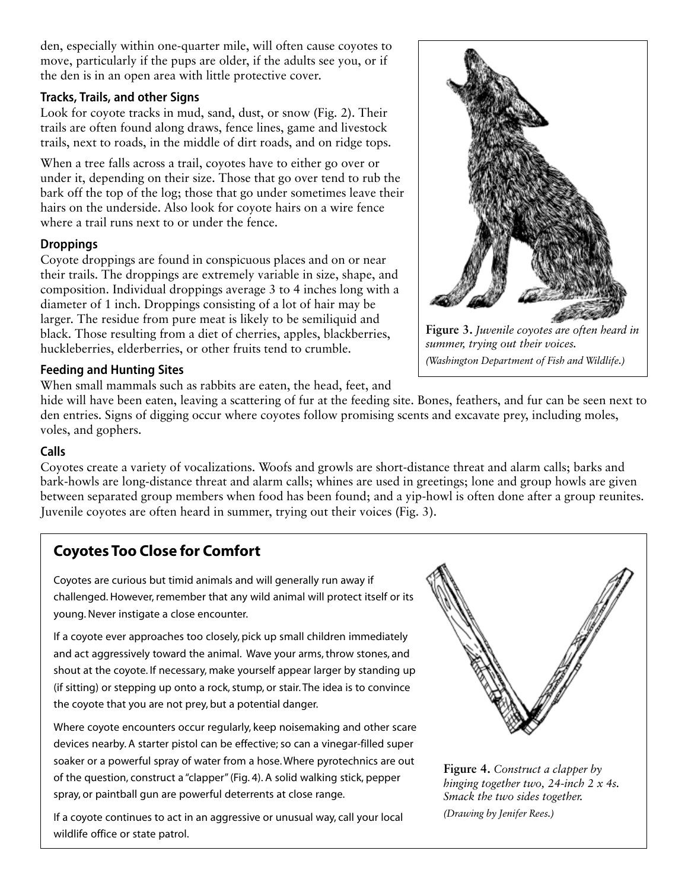den, especially within one-quarter mile, will often cause coyotes to move, particularly if the pups are older, if the adults see you, or if the den is in an open area with little protective cover.

### Tracks, Trails, and other Signs

Look for coyote tracks in mud, sand, dust, or snow (Fig. 2). Their trails are often found along draws, fence lines, game and livestock trails, next to roads, in the middle of dirt roads, and on ridge tops.

When a tree falls across a trail, coyotes have to either go over or under it, depending on their size. Those that go over tend to rub the bark off the top of the log; those that go under sometimes leave their hairs on the underside. Also look for coyote hairs on a wire fence where a trail runs next to or under the fence.

### Droppings

Coyote droppings are found in conspicuous places and on or near their trails. The droppings are extremely variable in size, shape, and composition. Individual droppings average 3 to 4 inches long with a diameter of 1 inch. Droppings consisting of a lot of hair may be larger. The residue from pure meat is likely to be semiliquid and black. Those resulting from a diet of cherries, apples, blackberries, huckleberries, elderberries, or other fruits tend to crumble.

### Feeding and Hunting Sites

When small mammals such as rabbits are eaten, the head, feet, and hide will have been eaten, leaving a scattering of fur at the feeding site. Bones, feathers, and fur can be seen next to den entries. Signs of digging occur where coyotes follow promising scents and excavate prey, including moles, voles, and gophers.

### Calls

Coyotes create a variety of vocalizations. Woofs and growls are short-distance threat and alarm calls; barks and bark-howls are long-distance threat and alarm calls; whines are used in greetings; lone and group howls are given between separated group members when food has been found; and a yip-howl is often done after a group reunites. Juvenile coyotes are often heard in summer, trying out their voices (Fig. 3).

**Figure 3.** *Juvenile coyotes are often heard in summer, trying out their voices.*
*(Washington Department of Fish and Wildlife.)*

## Coyotes Too Close for Comfort

Coyotes are curious but timid animals and will generally run away if challenged. However, remember that any wild animal will protect itself or its young. Never instigate a close encounter.

If a coyote ever approaches too closely, pick up small children immediately and act aggressively toward the animal. Wave your arms, throw stones, and shout at the coyote. If necessary, make yourself appear larger by standing up (if sitting) or stepping up onto a rock, stump, or stair. The idea is to convince the coyote that you are not prey, but a potential danger.

Where coyote encounters occur regularly, keep noisemaking and other scare devices nearby. A starter pistol can be effective; so can a vinegar-filled super soaker or a powerful spray of water from a hose. Where pyrotechnics are out of the question, construct a "clapper" (Fig. 4). A solid walking stick, pepper spray, or paintball gun are powerful deterrents at close range.

If a coyote continues to act in an aggressive or unusual way, call your local wildlife office or state patrol.

**Figure 4.** *Construct a clapper by hinging together two, 24-inch 2 x 4s. Smack the two sides together.*
*(Drawing by Jenifer Rees.)*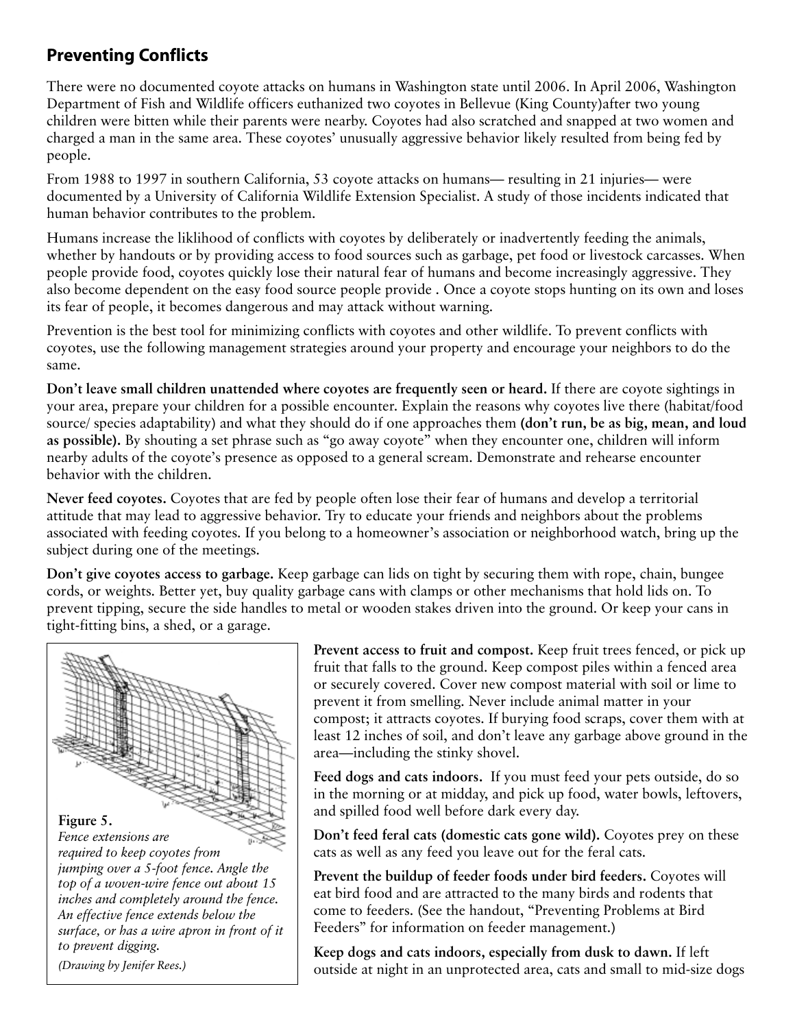## Preventing Conflicts

There were no documented coyote attacks on humans in Washington state until 2006. In April 2006, Washington Department of Fish and Wildlife officers euthanized two coyotes in Bellevue (King County)after two young children were bitten while their parents were nearby. Coyotes had also scratched and snapped at two women and charged a man in the same area. These coyotes' unusually aggressive behavior likely resulted from being fed by people.

From 1988 to 1997 in southern California, 53 coyote attacks on humans— resulting in 21 injuries— were documented by a University of California Wildlife Extension Specialist. A study of those incidents indicated that human behavior contributes to the problem.

Humans increase the liklihood of conflicts with coyotes by deliberately or inadvertently feeding the animals, whether by handouts or by providing access to food sources such as garbage, pet food or livestock carcasses. When people provide food, coyotes quickly lose their natural fear of humans and become increasingly aggressive. They also become dependent on the easy food source people provide . Once a coyote stops hunting on its own and loses its fear of people, it becomes dangerous and may attack without warning.

Prevention is the best tool for minimizing conflicts with coyotes and other wildlife. To prevent conflicts with coyotes, use the following management strategies around your property and encourage your neighbors to do the same.

**Don't leave small children unattended where coyotes are frequently seen or heard.** If there are coyote sightings in your area, prepare your children for a possible encounter. Explain the reasons why coyotes live there (habitat/food source/ species adaptability) and what they should do if one approaches them **(don't run, be as big, mean, and loud as possible).** By shouting a set phrase such as "go away coyote" when they encounter one, children will inform nearby adults of the coyote's presence as opposed to a general scream. Demonstrate and rehearse encounter behavior with the children.

**Never feed coyotes.** Coyotes that are fed by people often lose their fear of humans and develop a territorial attitude that may lead to aggressive behavior. Try to educate your friends and neighbors about the problems associated with feeding coyotes. If you belong to a homeowner's association or neighborhood watch, bring up the subject during one of the meetings.

**Don't give coyotes access to garbage.** Keep garbage can lids on tight by securing them with rope, chain, bungee cords, or weights. Better yet, buy quality garbage cans with clamps or other mechanisms that hold lids on. To prevent tipping, secure the side handles to metal or wooden stakes driven into the ground. Or keep your cans in tight-fitting bins, a shed, or a garage.

**Figure 5.** *Fence extensions are required to keep coyotes from jumping over a 5-foot fence. Angle the top of a woven-wire fence out about 15 inches and completely around the fence. An effective fence extends below the surface, or has a wire apron in front of it to prevent digging.*

*(Drawing by Jenifer Rees.)*

**Prevent access to fruit and compost.** Keep fruit trees fenced, or pick up fruit that falls to the ground. Keep compost piles within a fenced area or securely covered. Cover new compost material with soil or lime to prevent it from smelling. Never include animal matter in your compost; it attracts coyotes. If burying food scraps, cover them with at least 12 inches of soil, and don't leave any garbage above ground in the area—including the stinky shovel.

**Feed dogs and cats indoors.** If you must feed your pets outside, do so in the morning or at midday, and pick up food, water bowls, leftovers, and spilled food well before dark every day.

**Don't feed feral cats (domestic cats gone wild).** Coyotes prey on these cats as well as any feed you leave out for the feral cats.

**Prevent the buildup of feeder foods under bird feeders.** Coyotes will eat bird food and are attracted to the many birds and rodents that come to feeders. (See the handout, "Preventing Problems at Bird Feeders" for information on feeder management.)

**Keep dogs and cats indoors, especially from dusk to dawn.** If left outside at night in an unprotected area, cats and small to mid-size dogs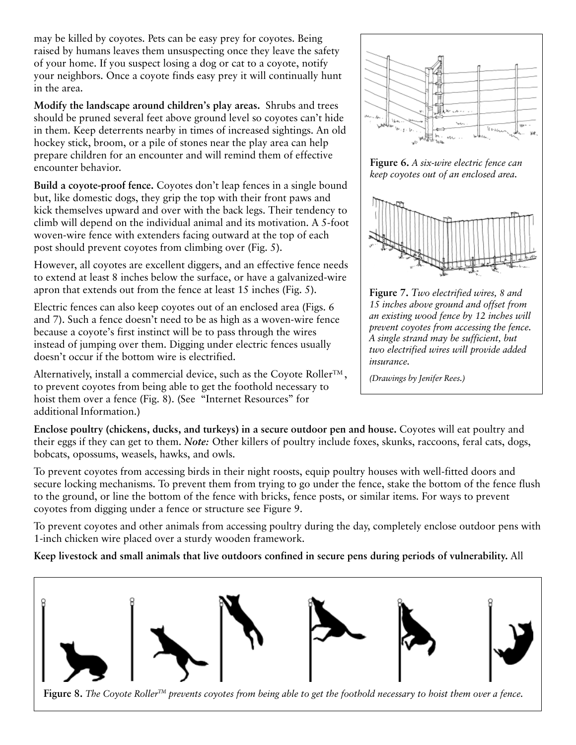may be killed by coyotes. Pets can be easy prey for coyotes. Being raised by humans leaves them unsuspecting once they leave the safety of your home. If you suspect losing a dog or cat to a coyote, notify your neighbors. Once a coyote finds easy prey it will continually hunt in the area.

**Modify the landscape around children's play areas.** Shrubs and trees should be pruned several feet above ground level so coyotes can't hide in them. Keep deterrents nearby in times of increased sightings. An old hockey stick, broom, or a pile of stones near the play area can help prepare children for an encounter and will remind them of effective encounter behavior.

**Build a coyote-proof fence.** Coyotes don't leap fences in a single bound but, like domestic dogs, they grip the top with their front paws and kick themselves upward and over with the back legs. Their tendency to climb will depend on the individual animal and its motivation. A 5-foot woven-wire fence with extenders facing outward at the top of each post should prevent coyotes from climbing over (Fig. 5).

However, all coyotes are excellent diggers, and an effective fence needs to extend at least 8 inches below the surface, or have a galvanized-wire apron that extends out from the fence at least 15 inches (Fig. 5).

Electric fences can also keep coyotes out of an enclosed area (Figs. 6 and 7). Such a fence doesn't need to be as high as a woven-wire fence because a coyote's first instinct will be to pass through the wires instead of jumping over them. Digging under electric fences usually doesn't occur if the bottom wire is electrified.

Alternatively, install a commercial device, such as the Coyote Roller™, to prevent coyotes from being able to get the foothold necessary to hoist them over a fence (Fig. 8). (See "Internet Resources" for additional Information.)

**Figure 6.** *A six-wire electric fence can keep coyotes out of an enclosed area.*

**Figure 7.** *Two electrified wires, 8 and 15 inches above ground and offset from an existing wood fence by 12 inches will prevent coyotes from accessing the fence. A single strand may be sufficient, but two electrified wires will provide added insurance.*

*(Drawings by Jenifer Rees.)*

**Enclose poultry (chickens, ducks, and turkeys) in a secure outdoor pen and house.** Coyotes will eat poultry and their eggs if they can get to them. ***Note:*** Other killers of poultry include foxes, skunks, raccoons, feral cats, dogs, bobcats, opossums, weasels, hawks, and owls.

To prevent coyotes from accessing birds in their night roosts, equip poultry houses with well-fitted doors and secure locking mechanisms. To prevent them from trying to go under the fence, stake the bottom of the fence flush to the ground, or line the bottom of the fence with bricks, fence posts, or similar items. For ways to prevent coyotes from digging under a fence or structure see Figure 9.

To prevent coyotes and other animals from accessing poultry during the day, completely enclose outdoor pens with 1-inch chicken wire placed over a sturdy wooden framework.

**Keep livestock and small animals that live outdoors confined in secure pens during periods of vulnerability.** All

**Figure 8.** *The Coyote Roller™ prevents coyotes from being able to get the foothold necessary to hoist them over a fence.*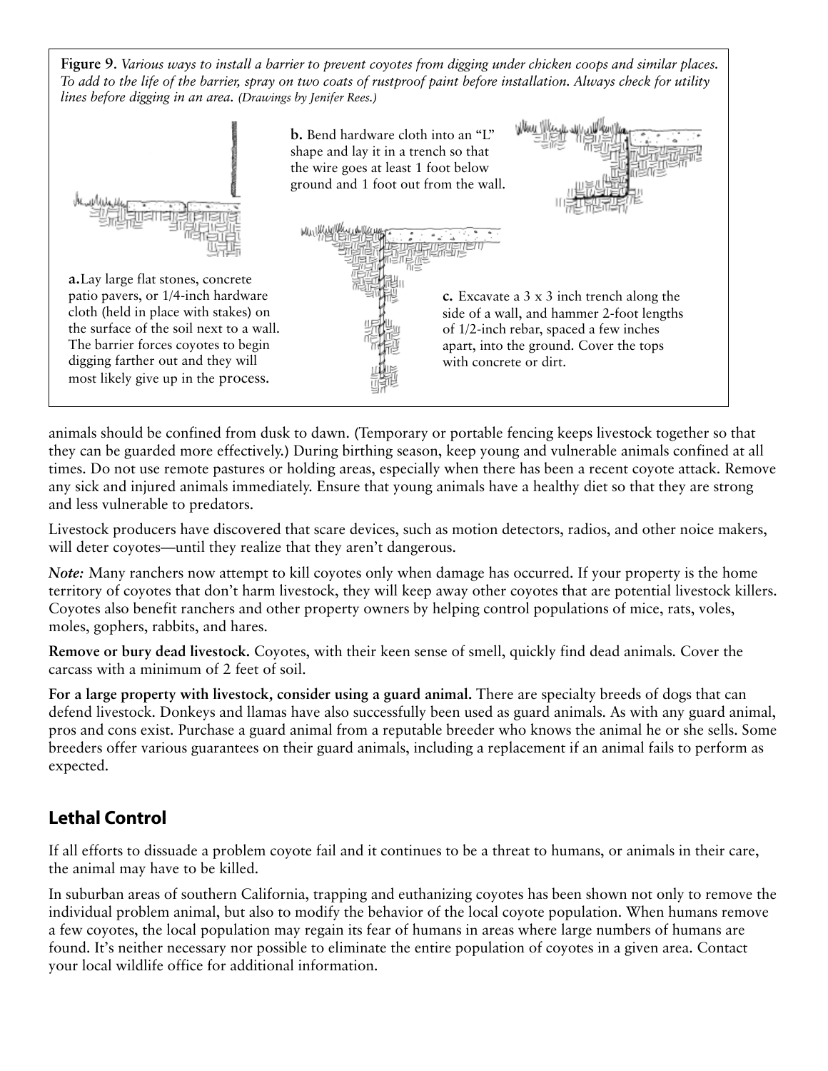**Figure 9**. *Various ways to install a barrier to prevent coyotes from digging under chicken coops and similar places. To add to the life of the barrier, spray on two coats of rustproof paint before installation. Always check for utility lines before digging in an area. (Drawings by Jenifer Rees.)*

**a.** Lay large flat stones, concrete patio pavers, or 1/4-inch hardware cloth (held in place with stakes) on the surface of the soil next to a wall. The barrier forces coyotes to begin digging farther out and they will most likely give up in the process.

**b.** Bend hardware cloth into an "L" shape and lay it in a trench so that the wire goes at least 1 foot below ground and 1 foot out from the wall.

**c.** Excavate a 3 x 3 inch trench along the side of a wall, and hammer 2-foot lengths of 1/2-inch rebar, spaced a few inches apart, into the ground. Cover the tops with concrete or dirt.

animals should be confined from dusk to dawn. (Temporary or portable fencing keeps livestock together so that they can be guarded more effectively.) During birthing season, keep young and vulnerable animals confined at all times. Do not use remote pastures or holding areas, especially when there has been a recent coyote attack. Remove any sick and injured animals immediately. Ensure that young animals have a healthy diet so that they are strong and less vulnerable to predators.

Livestock producers have discovered that scare devices, such as motion detectors, radios, and other noice makers, will deter coyotes—until they realize that they aren't dangerous.

*Note:* Many ranchers now attempt to kill coyotes only when damage has occurred. If your property is the home territory of coyotes that don't harm livestock, they will keep away other coyotes that are potential livestock killers. Coyotes also benefit ranchers and other property owners by helping control populations of mice, rats, voles, moles, gophers, rabbits, and hares.

**Remove or bury dead livestock.** Coyotes, with their keen sense of smell, quickly find dead animals. Cover the carcass with a minimum of 2 feet of soil.

**For a large property with livestock, consider using a guard animal.** There are specialty breeds of dogs that can defend livestock. Donkeys and llamas have also successfully been used as guard animals. As with any guard animal, pros and cons exist. Purchase a guard animal from a reputable breeder who knows the animal he or she sells. Some breeders offer various guarantees on their guard animals, including a replacement if an animal fails to perform as expected.

## Lethal Control

If all efforts to dissuade a problem coyote fail and it continues to be a threat to humans, or animals in their care, the animal may have to be killed.

In suburban areas of southern California, trapping and euthanizing coyotes has been shown not only to remove the individual problem animal, but also to modify the behavior of the local coyote population. When humans remove a few coyotes, the local population may regain its fear of humans in areas where large numbers of humans are found. It's neither necessary nor possible to eliminate the entire population of coyotes in a given area. Contact your local wildlife office for additional information.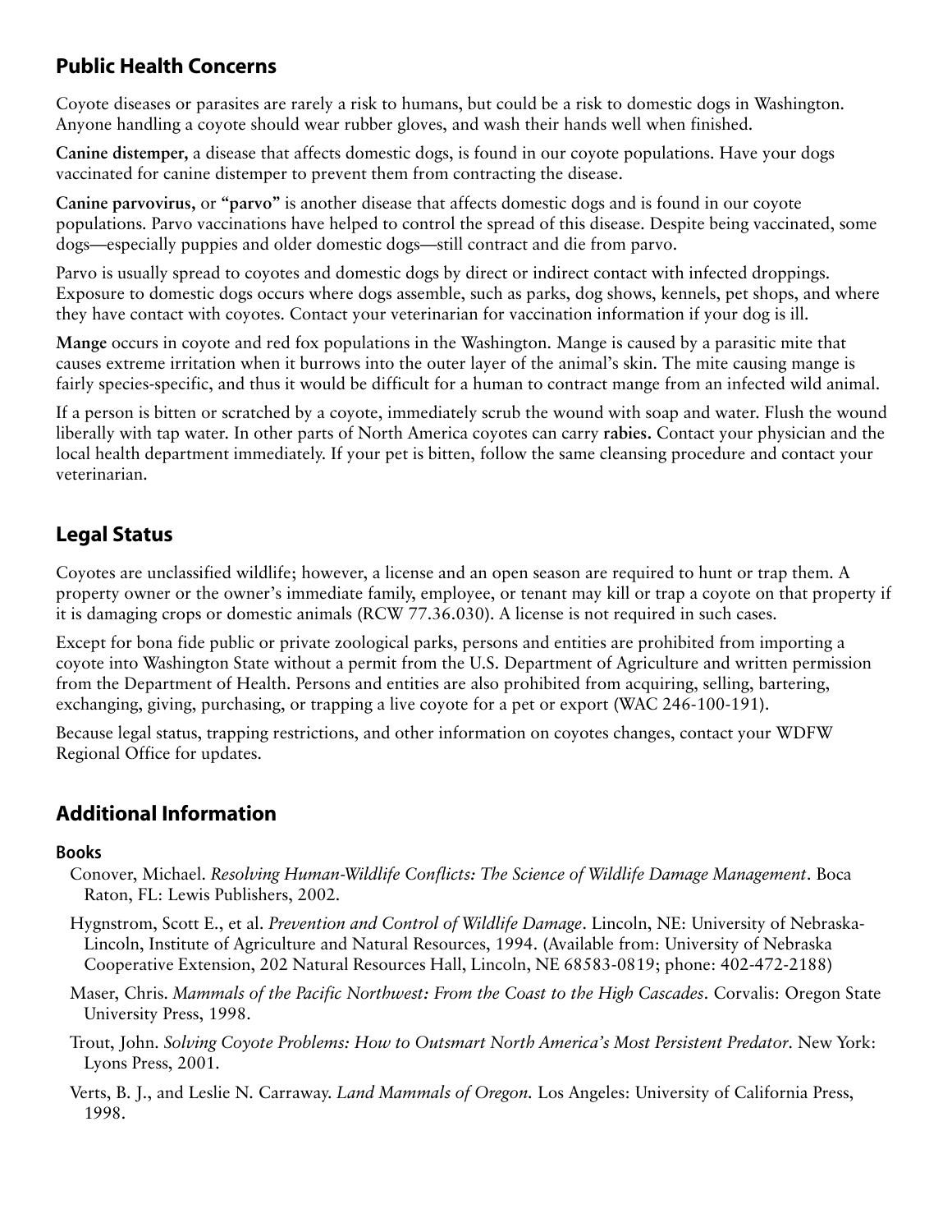## Public Health Concerns

Coyote diseases or parasites are rarely a risk to humans, but could be a risk to domestic dogs in Washington. Anyone handling a coyote should wear rubber gloves, and wash their hands well when finished.

**Canine distemper,** a disease that affects domestic dogs, is found in our coyote populations. Have your dogs vaccinated for canine distemper to prevent them from contracting the disease.

**Canine parvovirus,** or **"parvo"** is another disease that affects domestic dogs and is found in our coyote populations. Parvo vaccinations have helped to control the spread of this disease. Despite being vaccinated, some dogs—especially puppies and older domestic dogs—still contract and die from parvo.

Parvo is usually spread to coyotes and domestic dogs by direct or indirect contact with infected droppings. Exposure to domestic dogs occurs where dogs assemble, such as parks, dog shows, kennels, pet shops, and where they have contact with coyotes. Contact your veterinarian for vaccination information if your dog is ill.

**Mange** occurs in coyote and red fox populations in the Washington. Mange is caused by a parasitic mite that causes extreme irritation when it burrows into the outer layer of the animal's skin. The mite causing mange is fairly species-specific, and thus it would be difficult for a human to contract mange from an infected wild animal.

If a person is bitten or scratched by a coyote, immediately scrub the wound with soap and water. Flush the wound liberally with tap water. In other parts of North America coyotes can carry **rabies.** Contact your physician and the local health department immediately. If your pet is bitten, follow the same cleansing procedure and contact your veterinarian.

## Legal Status

Coyotes are unclassified wildlife; however, a license and an open season are required to hunt or trap them. A property owner or the owner's immediate family, employee, or tenant may kill or trap a coyote on that property if it is damaging crops or domestic animals (RCW 77.36.030). A license is not required in such cases.

Except for bona fide public or private zoological parks, persons and entities are prohibited from importing a coyote into Washington State without a permit from the U.S. Department of Agriculture and written permission from the Department of Health. Persons and entities are also prohibited from acquiring, selling, bartering, exchanging, giving, purchasing, or trapping a live coyote for a pet or export (WAC 246-100-191).

Because legal status, trapping restrictions, and other information on coyotes changes, contact your WDFW Regional Office for updates.

## Additional Information

### Books

Conover, Michael. *Resolving Human-Wildlife Conflicts: The Science of Wildlife Damage Management*. Boca Raton, FL: Lewis Publishers, 2002.

Hygnstrom, Scott E., et al. *Prevention and Control of Wildlife Damage*. Lincoln, NE: University of Nebraska-Lincoln, Institute of Agriculture and Natural Resources, 1994. (Available from: University of Nebraska Cooperative Extension, 202 Natural Resources Hall, Lincoln, NE 68583-0819; phone: 402-472-2188)

Maser, Chris. *Mammals of the Pacific Northwest: From the Coast to the High Cascades*. Corvalis: Oregon State University Press, 1998.

Trout, John. *Solving Coyote Problems: How to Outsmart North America's Most Persistent Predator*. New York: Lyons Press, 2001.

Verts, B. J., and Leslie N. Carraway. *Land Mammals of Oregon.* Los Angeles: University of California Press, 1998.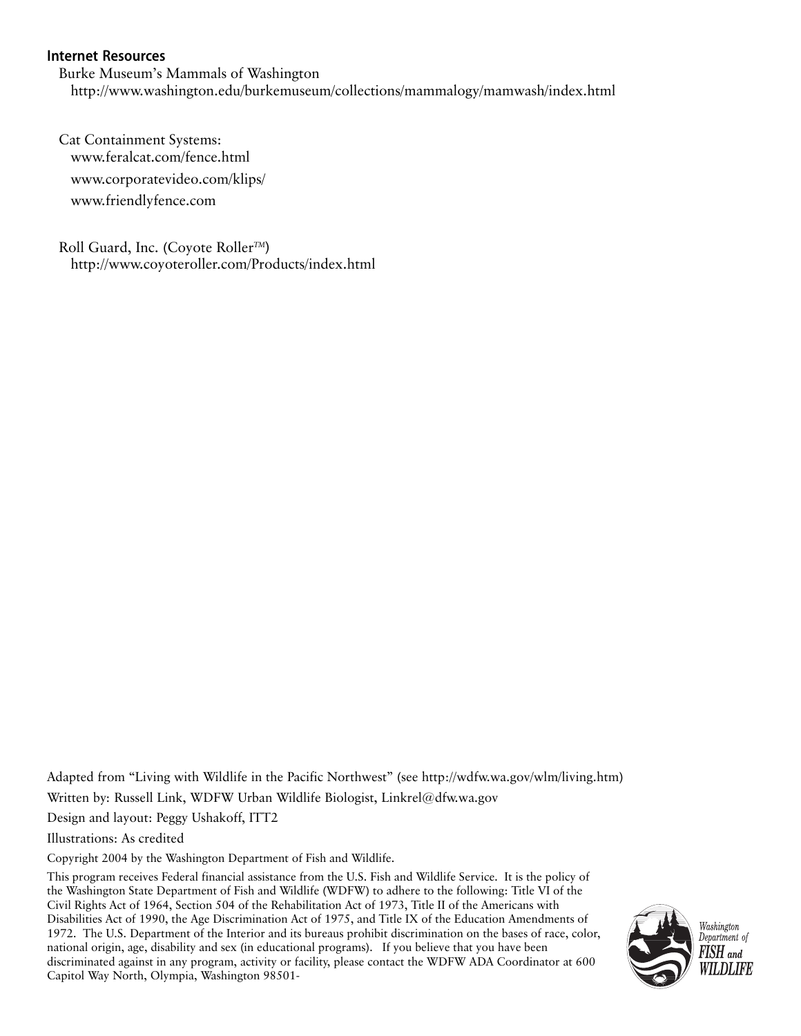## Internet Resources

Burke Museum's Mammals of Washington
http://www.washington.edu/burkemuseum/collections/mammalogy/mamwash/index.html

Cat Containment Systems:
www.feralcat.com/fence.html
www.corporatevideo.com/klips/
www.friendlyfence.com

Roll Guard, Inc. (Coyote Roller™)
http://www.coyoteroller.com/Products/index.html

Adapted from "Living with Wildlife in the Pacific Northwest" (see http://wdfw.wa.gov/wlm/living.htm)

Written by: Russell Link, WDFW Urban Wildlife Biologist, Linkrel@dfw.wa.gov

Design and layout: Peggy Ushakoff, ITT2

Illustrations: As credited

Copyright 2004 by the Washington Department of Fish and Wildlife.

This program receives Federal financial assistance from the U.S. Fish and Wildlife Service. It is the policy of the Washington State Department of Fish and Wildlife (WDFW) to adhere to the following: Title VI of the Civil Rights Act of 1964, Section 504 of the Rehabilitation Act of 1973, Title II of the Americans with Disabilities Act of 1990, the Age Discrimination Act of 1975, and Title IX of the Education Amendments of 1972. The U.S. Department of the Interior and its bureaus prohibit discrimination on the bases of race, color, national origin, age, disability and sex (in educational programs). If you believe that you have been discriminated against in any program, activity or facility, please contact the WDFW ADA Coordinator at 600 Capitol Way North, Olympia, Washington 98501-

Washington Department of FISH and WILDLIFE